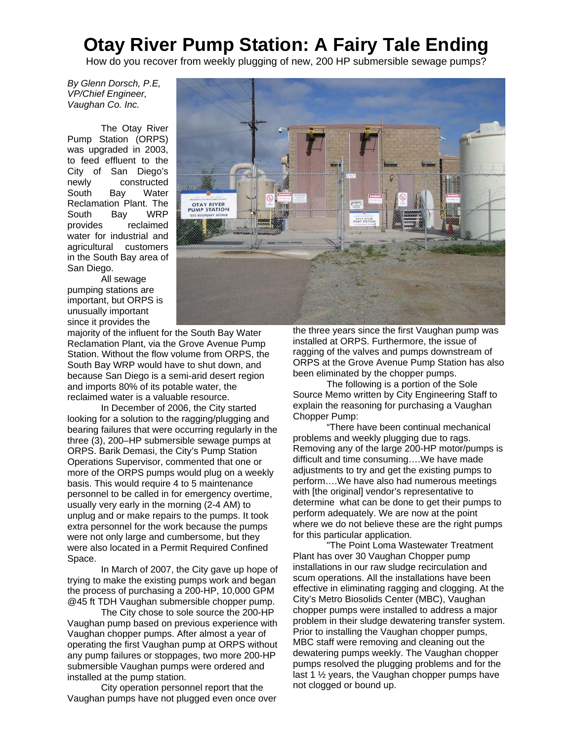# Otay River Pump Station: A Fairy Tale Ending

How do you recover from weekly plugging of new, 200 HP submersible sewage pumps?

*By Glenn Dorsch, P.E, VP/Chief Engineer, Vaughan Co. Inc.*

The Otay River Pump Station (ORPS) was upgraded in 2003, to feed effluent to the City of San Diego's newly constructed South Bay Water Reclamation Plant. The South Bay WRP provides reclaimed water for industrial and agricultural customers in the South Bay area of San Diego.

All sewage pumping stations are important, but ORPS is unusually important since it provides the majority of the influent for the South Bay Water Reclamation Plant, via the Grove Avenue Pump Station. Without the flow volume from ORPS, the South Bay WRP would have to shut down, and because San Diego is a semi-arid desert region and imports 80% of its potable water, the reclaimed water is a valuable resource.

In December of 2006, the City started looking for a solution to the ragging/plugging and bearing failures that were occurring regularly in the three (3), 200–HP submersible sewage pumps at ORPS. Barik Demasi, the City's Pump Station Operations Supervisor, commented that one or more of the ORPS pumps would plug on a weekly basis. This would require 4 to 5 maintenance personnel to be called in for emergency overtime, usually very early in the morning (2-4 AM) to unplug and or make repairs to the pumps. It took extra personnel for the work because the pumps were not only large and cumbersome, but they were also located in a Permit Required Confined Space.

In March of 2007, the City gave up hope of trying to make the existing pumps work and began the process of purchasing a 200-HP, 10,000 GPM @45 ft TDH Vaughan submersible chopper pump.

The City chose to sole source the 200-HP Vaughan pump based on previous experience with Vaughan chopper pumps. After almost a year of operating the first Vaughan pump at ORPS without any pump failures or stoppages, two more 200-HP submersible Vaughan pumps were ordered and installed at the pump station.

City operation personnel report that the Vaughan pumps have not plugged even once over the three years since the first Vaughan pump was installed at ORPS. Furthermore, the issue of ragging of the valves and pumps downstream of ORPS at the Grove Avenue Pump Station has also been eliminated by the chopper pumps.

The following is a portion of the Sole Source Memo written by City Engineering Staff to explain the reasoning for purchasing a Vaughan Chopper Pump:

"There have been continual mechanical problems and weekly plugging due to rags. Removing any of the large 200-HP motor/pumps is difficult and time consuming….We have made adjustments to try and get the existing pumps to perform….We have also had numerous meetings with [the original] vendor's representative to determine what can be done to get their pumps to perform adequately. We are now at the point where we do not believe these are the right pumps for this particular application.

"The Point Loma Wastewater Treatment Plant has over 30 Vaughan Chopper pump installations in our raw sludge recirculation and scum operations. All the installations have been effective in eliminating ragging and clogging. At the City's Metro Biosolids Center (MBC), Vaughan chopper pumps were installed to address a major problem in their sludge dewatering transfer system. Prior to installing the Vaughan chopper pumps, MBC staff were removing and cleaning out the dewatering pumps weekly. The Vaughan chopper pumps resolved the plugging problems and for the last 1 ½ years, the Vaughan chopper pumps have not clogged or bound up.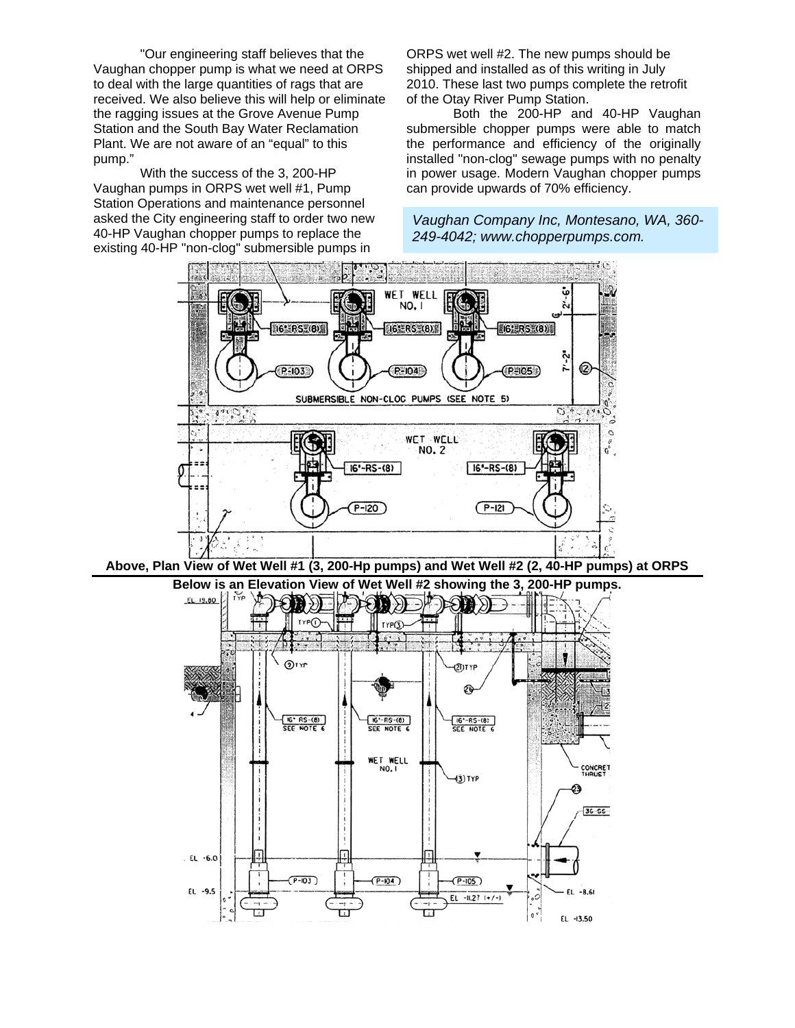"Our engineering staff believes that the Vaughan chopper pump is what we need at ORPS to deal with the large quantities of rags that are received. We also believe this will help or eliminate the ragging issues at the Grove Avenue Pump Station and the South Bay Water Reclamation Plant. We are not aware of an "equal" to this pump."

With the success of the 3, 200-HP Vaughan pumps in ORPS wet well #1, Pump Station Operations and maintenance personnel asked the City engineering staff to order two new 40-HP Vaughan chopper pumps to replace the existing 40-HP "non-clog" submersible pumps in ORPS wet well #2. The new pumps should be shipped and installed as of this writing in July 2010. These last two pumps complete the retrofit of the Otay River Pump Station.

Both the 200-HP and 40-HP Vaughan submersible chopper pumps were able to match the performance and efficiency of the originally installed "non-clog" sewage pumps with no penalty in power usage. Modern Vaughan chopper pumps can provide upwards of 70% efficiency.

*Vaughan Company Inc, Montesano, WA, 360-249-4042; www.chopperpumps.com.*

WET WELL NO. 1

16"-RS-(8)

P-103

P-104

P-105

2'-6"

7'-2"

SUBMERSIBLE NON-CLOG PUMPS (SEE NOTE 5)

WET WELL NO. 2

16"-RS-(8)

P-120

P-121

**Above, Plan View of Wet Well #1 (3, 200-Hp pumps) and Wet Well #2 (2, 40-HP pumps) at ORPS**

**Below is an Elevation View of Wet Well #2 showing the 3, 200-HP pumps.**

EL 19.80

16" RS-(8) SEE NOTE 6

WET WELL NO. 1

CONCRETE THRUST

36-SS

EL -6.0

EL -9.5

P-103

P-104

P-105

EL -11.27 (+/-)

EL -8.61

EL -13.50